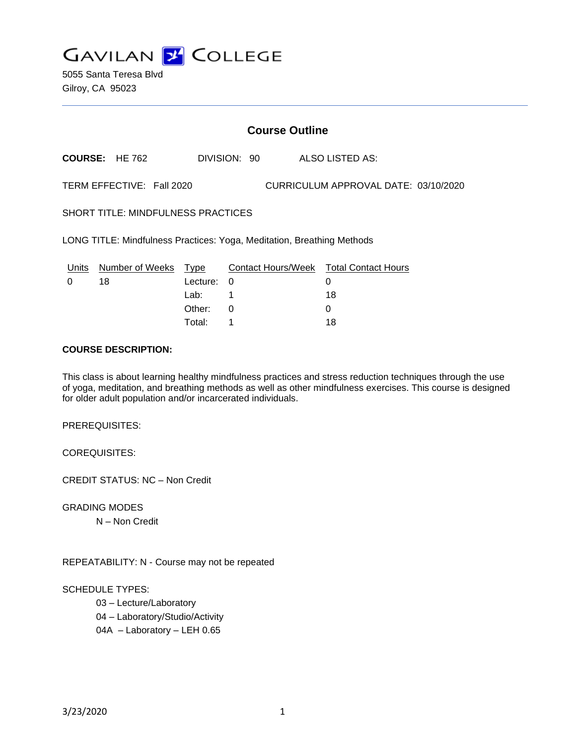# GAVILAN COLLEGE

5055 Santa Teresa Blvd
Gilroy, CA 95023

## Course Outline

**COURSE:** HE 762 DIVISION: 90 ALSO LISTED AS:

TERM EFFECTIVE: Fall 2020 CURRICULUM APPROVAL DATE: 03/10/2020

SHORT TITLE: MINDFULNESS PRACTICES

LONG TITLE: Mindfulness Practices: Yoga, Meditation, Breathing Methods

| Units | Number of Weeks | Type | Contact Hours/Week | Total Contact Hours |
|---|---|---|---|---|
| 0 | 18 | Lecture: | 0 | 0 |
| | | Lab: | 1 | 18 |
| | | Other: | 0 | 0 |
| | | Total: | 1 | 18 |

**COURSE DESCRIPTION:**

This class is about learning healthy mindfulness practices and stress reduction techniques through the use of yoga, meditation, and breathing methods as well as other mindfulness exercises. This course is designed for older adult population and/or incarcerated individuals.

PREREQUISITES:

COREQUISITES:

CREDIT STATUS: NC – Non Credit

GRADING MODES

N – Non Credit

REPEATABILITY: N - Course may not be repeated

SCHEDULE TYPES:

03 – Lecture/Laboratory
04 – Laboratory/Studio/Activity
04A – Laboratory – LEH 0.65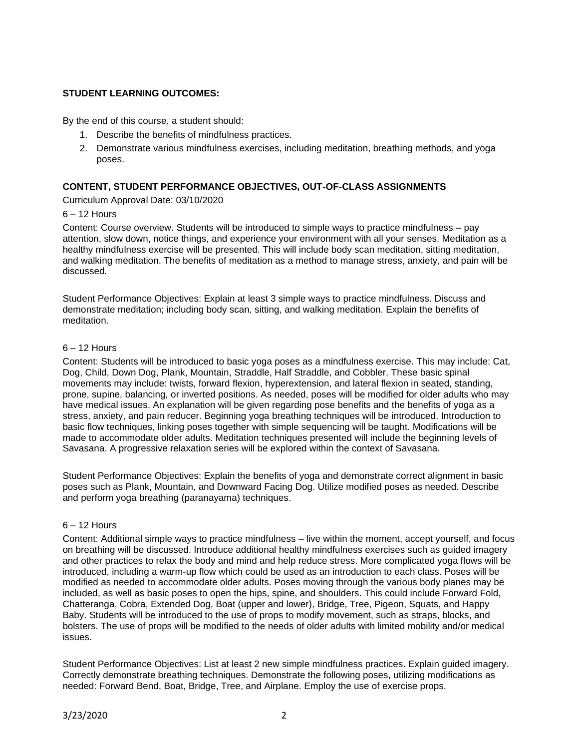**STUDENT LEARNING OUTCOMES:**

By the end of this course, a student should:

1. Describe the benefits of mindfulness practices.
2. Demonstrate various mindfulness exercises, including meditation, breathing methods, and yoga poses.

**CONTENT, STUDENT PERFORMANCE OBJECTIVES, OUT-OF-CLASS ASSIGNMENTS**

Curriculum Approval Date: 03/10/2020

6 – 12 Hours

Content: Course overview. Students will be introduced to simple ways to practice mindfulness – pay attention, slow down, notice things, and experience your environment with all your senses. Meditation as a healthy mindfulness exercise will be presented. This will include body scan meditation, sitting meditation, and walking meditation. The benefits of meditation as a method to manage stress, anxiety, and pain will be discussed.

Student Performance Objectives: Explain at least 3 simple ways to practice mindfulness. Discuss and demonstrate meditation; including body scan, sitting, and walking meditation. Explain the benefits of meditation.

6 – 12 Hours

Content: Students will be introduced to basic yoga poses as a mindfulness exercise. This may include: Cat, Dog, Child, Down Dog, Plank, Mountain, Straddle, Half Straddle, and Cobbler. These basic spinal movements may include: twists, forward flexion, hyperextension, and lateral flexion in seated, standing, prone, supine, balancing, or inverted positions. As needed, poses will be modified for older adults who may have medical issues. An explanation will be given regarding pose benefits and the benefits of yoga as a stress, anxiety, and pain reducer. Beginning yoga breathing techniques will be introduced. Introduction to basic flow techniques, linking poses together with simple sequencing will be taught. Modifications will be made to accommodate older adults. Meditation techniques presented will include the beginning levels of Savasana. A progressive relaxation series will be explored within the context of Savasana.

Student Performance Objectives: Explain the benefits of yoga and demonstrate correct alignment in basic poses such as Plank, Mountain, and Downward Facing Dog. Utilize modified poses as needed. Describe and perform yoga breathing (paranayama) techniques.

6 – 12 Hours

Content: Additional simple ways to practice mindfulness – live within the moment, accept yourself, and focus on breathing will be discussed. Introduce additional healthy mindfulness exercises such as guided imagery and other practices to relax the body and mind and help reduce stress. More complicated yoga flows will be introduced, including a warm-up flow which could be used as an introduction to each class. Poses will be modified as needed to accommodate older adults. Poses moving through the various body planes may be included, as well as basic poses to open the hips, spine, and shoulders. This could include Forward Fold, Chatteranga, Cobra, Extended Dog, Boat (upper and lower), Bridge, Tree, Pigeon, Squats, and Happy Baby. Students will be introduced to the use of props to modify movement, such as straps, blocks, and bolsters. The use of props will be modified to the needs of older adults with limited mobility and/or medical issues.

Student Performance Objectives: List at least 2 new simple mindfulness practices. Explain guided imagery. Correctly demonstrate breathing techniques. Demonstrate the following poses, utilizing modifications as needed: Forward Bend, Boat, Bridge, Tree, and Airplane. Employ the use of exercise props.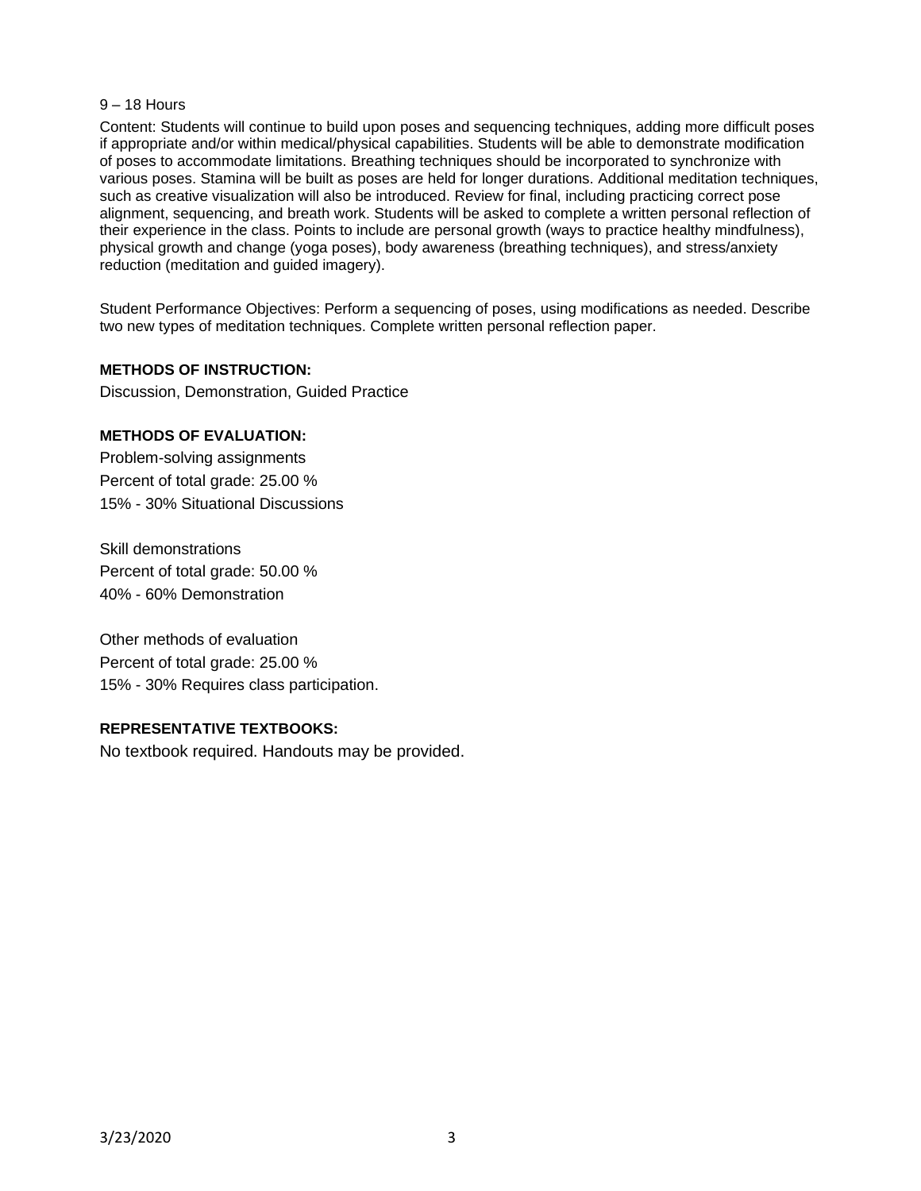9 – 18 Hours

Content: Students will continue to build upon poses and sequencing techniques, adding more difficult poses if appropriate and/or within medical/physical capabilities. Students will be able to demonstrate modification of poses to accommodate limitations. Breathing techniques should be incorporated to synchronize with various poses. Stamina will be built as poses are held for longer durations. Additional meditation techniques, such as creative visualization will also be introduced. Review for final, including practicing correct pose alignment, sequencing, and breath work. Students will be asked to complete a written personal reflection of their experience in the class. Points to include are personal growth (ways to practice healthy mindfulness), physical growth and change (yoga poses), body awareness (breathing techniques), and stress/anxiety reduction (meditation and guided imagery).

Student Performance Objectives: Perform a sequencing of poses, using modifications as needed. Describe two new types of meditation techniques. Complete written personal reflection paper.

**METHODS OF INSTRUCTION:**

Discussion, Demonstration, Guided Practice

**METHODS OF EVALUATION:**

Problem-solving assignments
Percent of total grade: 25.00 %
15% - 30% Situational Discussions

Skill demonstrations
Percent of total grade: 50.00 %
40% - 60% Demonstration

Other methods of evaluation
Percent of total grade: 25.00 %
15% - 30% Requires class participation.

**REPRESENTATIVE TEXTBOOKS:**

No textbook required. Handouts may be provided.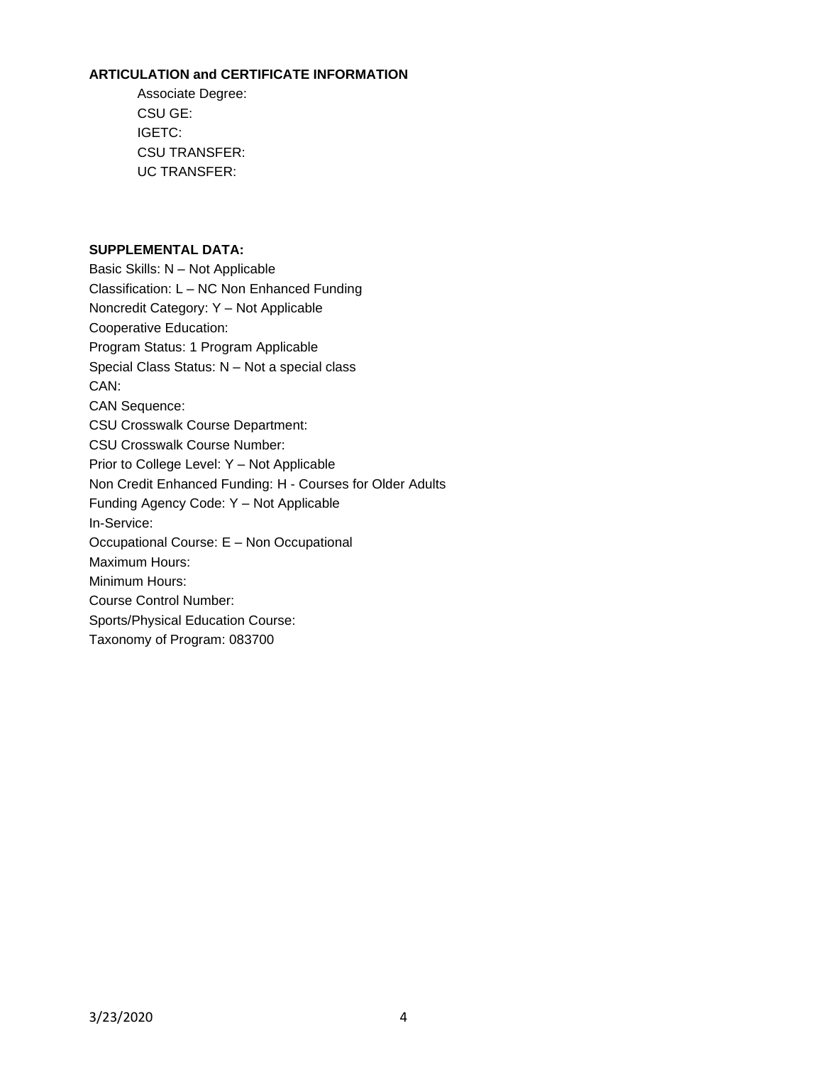**ARTICULATION and CERTIFICATE INFORMATION**

Associate Degree:
CSU GE:
IGETC:
CSU TRANSFER:
UC TRANSFER:

**SUPPLEMENTAL DATA:**

Basic Skills: N – Not Applicable
Classification: L – NC Non Enhanced Funding
Noncredit Category: Y – Not Applicable
Cooperative Education:
Program Status: 1 Program Applicable
Special Class Status: N – Not a special class
CAN:
CAN Sequence:
CSU Crosswalk Course Department:
CSU Crosswalk Course Number:
Prior to College Level: Y – Not Applicable
Non Credit Enhanced Funding: H - Courses for Older Adults
Funding Agency Code: Y – Not Applicable
In-Service:
Occupational Course: E – Non Occupational
Maximum Hours:
Minimum Hours:
Course Control Number:
Sports/Physical Education Course:
Taxonomy of Program: 083700